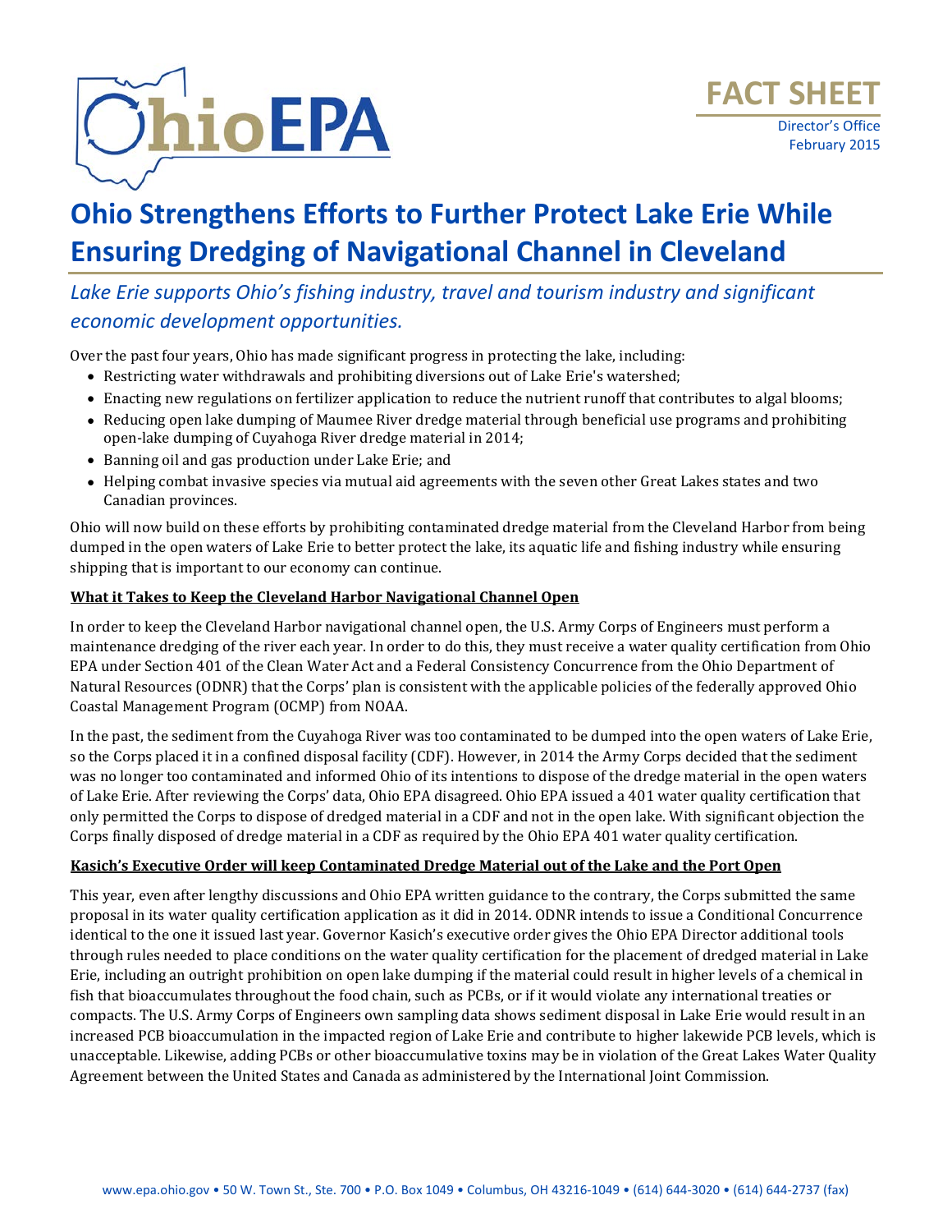OhioEPA

# FACT SHEET

Director's Office
February 2015

# Ohio Strengthens Efforts to Further Protect Lake Erie While Ensuring Dredging of Navigational Channel in Cleveland

*Lake Erie supports Ohio's fishing industry, travel and tourism industry and significant economic development opportunities.*

Over the past four years, Ohio has made significant progress in protecting the lake, including:

- Restricting water withdrawals and prohibiting diversions out of Lake Erie's watershed;
- Enacting new regulations on fertilizer application to reduce the nutrient runoff that contributes to algal blooms;
- Reducing open lake dumping of Maumee River dredge material through beneficial use programs and prohibiting open-lake dumping of Cuyahoga River dredge material in 2014;
- Banning oil and gas production under Lake Erie; and
- Helping combat invasive species via mutual aid agreements with the seven other Great Lakes states and two Canadian provinces.

Ohio will now build on these efforts by prohibiting contaminated dredge material from the Cleveland Harbor from being dumped in the open waters of Lake Erie to better protect the lake, its aquatic life and fishing industry while ensuring shipping that is important to our economy can continue.

## What it Takes to Keep the Cleveland Harbor Navigational Channel Open

In order to keep the Cleveland Harbor navigational channel open, the U.S. Army Corps of Engineers must perform a maintenance dredging of the river each year. In order to do this, they must receive a water quality certification from Ohio EPA under Section 401 of the Clean Water Act and a Federal Consistency Concurrence from the Ohio Department of Natural Resources (ODNR) that the Corps' plan is consistent with the applicable policies of the federally approved Ohio Coastal Management Program (OCMP) from NOAA.

In the past, the sediment from the Cuyahoga River was too contaminated to be dumped into the open waters of Lake Erie, so the Corps placed it in a confined disposal facility (CDF). However, in 2014 the Army Corps decided that the sediment was no longer too contaminated and informed Ohio of its intentions to dispose of the dredge material in the open waters of Lake Erie. After reviewing the Corps' data, Ohio EPA disagreed. Ohio EPA issued a 401 water quality certification that only permitted the Corps to dispose of dredged material in a CDF and not in the open lake. With significant objection the Corps finally disposed of dredge material in a CDF as required by the Ohio EPA 401 water quality certification.

## Kasich's Executive Order will keep Contaminated Dredge Material out of the Lake and the Port Open

This year, even after lengthy discussions and Ohio EPA written guidance to the contrary, the Corps submitted the same proposal in its water quality certification application as it did in 2014. ODNR intends to issue a Conditional Concurrence identical to the one it issued last year. Governor Kasich's executive order gives the Ohio EPA Director additional tools through rules needed to place conditions on the water quality certification for the placement of dredged material in Lake Erie, including an outright prohibition on open lake dumping if the material could result in higher levels of a chemical in fish that bioaccumulates throughout the food chain, such as PCBs, or if it would violate any international treaties or compacts. The U.S. Army Corps of Engineers own sampling data shows sediment disposal in Lake Erie would result in an increased PCB bioaccumulation in the impacted region of Lake Erie and contribute to higher lakewide PCB levels, which is unacceptable. Likewise, adding PCBs or other bioaccumulative toxins may be in violation of the Great Lakes Water Quality Agreement between the United States and Canada as administered by the International Joint Commission.

www.epa.ohio.gov • 50 W. Town St., Ste. 700 • P.O. Box 1049 • Columbus, OH 43216-1049 • (614) 644-3020 • (614) 644-2737 (fax)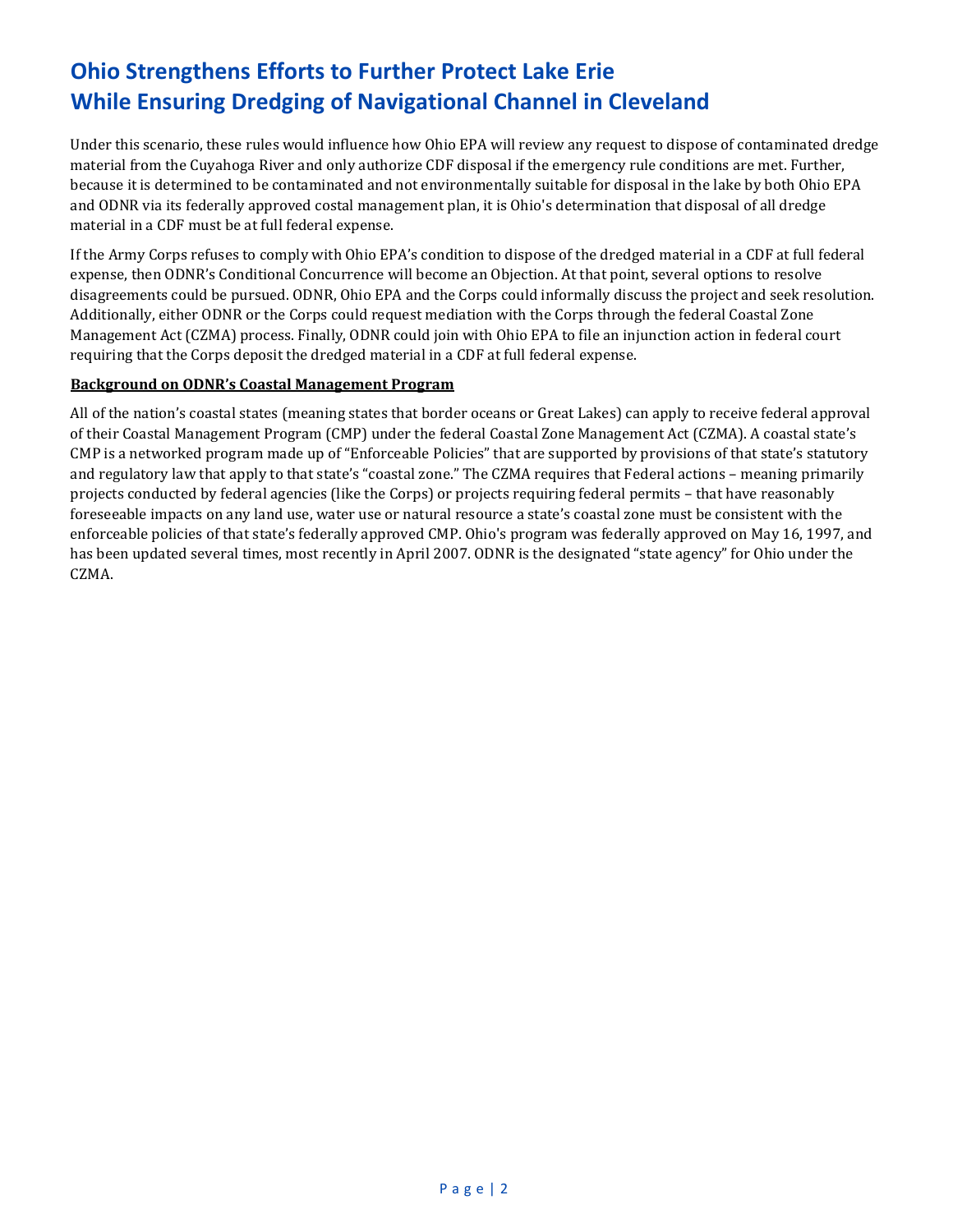# Ohio Strengthens Efforts to Further Protect Lake Erie While Ensuring Dredging of Navigational Channel in Cleveland

Under this scenario, these rules would influence how Ohio EPA will review any request to dispose of contaminated dredge material from the Cuyahoga River and only authorize CDF disposal if the emergency rule conditions are met. Further, because it is determined to be contaminated and not environmentally suitable for disposal in the lake by both Ohio EPA and ODNR via its federally approved costal management plan, it is Ohio's determination that disposal of all dredge material in a CDF must be at full federal expense.

If the Army Corps refuses to comply with Ohio EPA's condition to dispose of the dredged material in a CDF at full federal expense, then ODNR's Conditional Concurrence will become an Objection. At that point, several options to resolve disagreements could be pursued. ODNR, Ohio EPA and the Corps could informally discuss the project and seek resolution. Additionally, either ODNR or the Corps could request mediation with the Corps through the federal Coastal Zone Management Act (CZMA) process. Finally, ODNR could join with Ohio EPA to file an injunction action in federal court requiring that the Corps deposit the dredged material in a CDF at full federal expense.

**Background on ODNR's Coastal Management Program**

All of the nation's coastal states (meaning states that border oceans or Great Lakes) can apply to receive federal approval of their Coastal Management Program (CMP) under the federal Coastal Zone Management Act (CZMA). A coastal state's CMP is a networked program made up of "Enforceable Policies" that are supported by provisions of that state's statutory and regulatory law that apply to that state's "coastal zone." The CZMA requires that Federal actions – meaning primarily projects conducted by federal agencies (like the Corps) or projects requiring federal permits – that have reasonably foreseeable impacts on any land use, water use or natural resource a state's coastal zone must be consistent with the enforceable policies of that state's federally approved CMP. Ohio's program was federally approved on May 16, 1997, and has been updated several times, most recently in April 2007. ODNR is the designated "state agency" for Ohio under the CZMA.